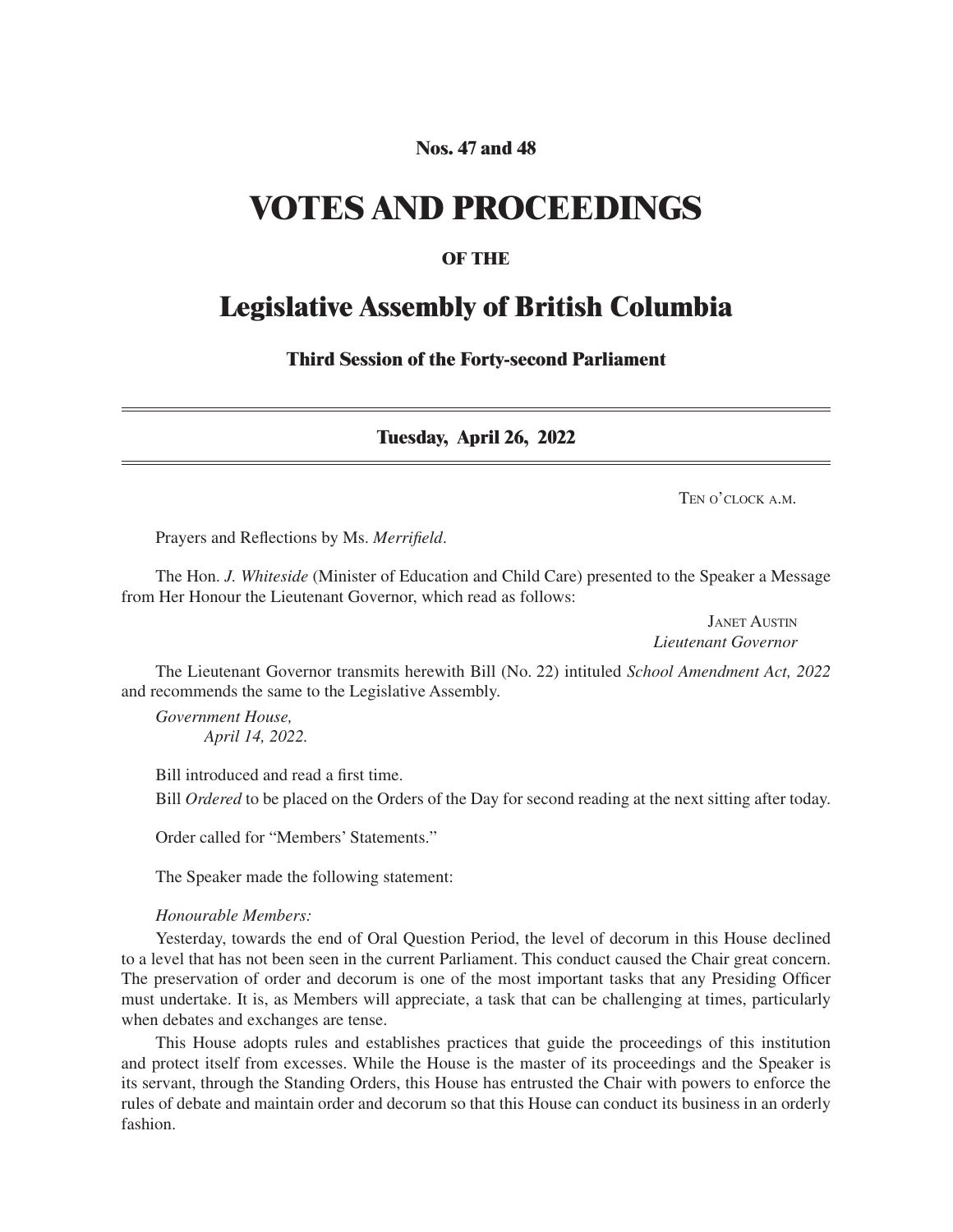**Nos. 47 and 48**

# VOTES AND PROCEEDINGS

**OF THE**

## Legislative Assembly of British Columbia

**Third Session of the Forty-second Parliament**

---

**Tuesday, April 26, 2022**

---

Ten o'clock a.m.

Prayers and Reflections by Ms. *Merrifield*.

The Hon. *J. Whiteside* (Minister of Education and Child Care) presented to the Speaker a Message from Her Honour the Lieutenant Governor, which read as follows:

Janet Austin
*Lieutenant Governor*

The Lieutenant Governor transmits herewith Bill (No. 22) intituled *School Amendment Act, 2022* and recommends the same to the Legislative Assembly.

*Government House,*
*April 14, 2022.*

Bill introduced and read a first time.

Bill *Ordered* to be placed on the Orders of the Day for second reading at the next sitting after today.

Order called for "Members' Statements."

The Speaker made the following statement:

*Honourable Members:*

Yesterday, towards the end of Oral Question Period, the level of decorum in this House declined to a level that has not been seen in the current Parliament. This conduct caused the Chair great concern. The preservation of order and decorum is one of the most important tasks that any Presiding Officer must undertake. It is, as Members will appreciate, a task that can be challenging at times, particularly when debates and exchanges are tense.

This House adopts rules and establishes practices that guide the proceedings of this institution and protect itself from excesses. While the House is the master of its proceedings and the Speaker is its servant, through the Standing Orders, this House has entrusted the Chair with powers to enforce the rules of debate and maintain order and decorum so that this House can conduct its business in an orderly fashion.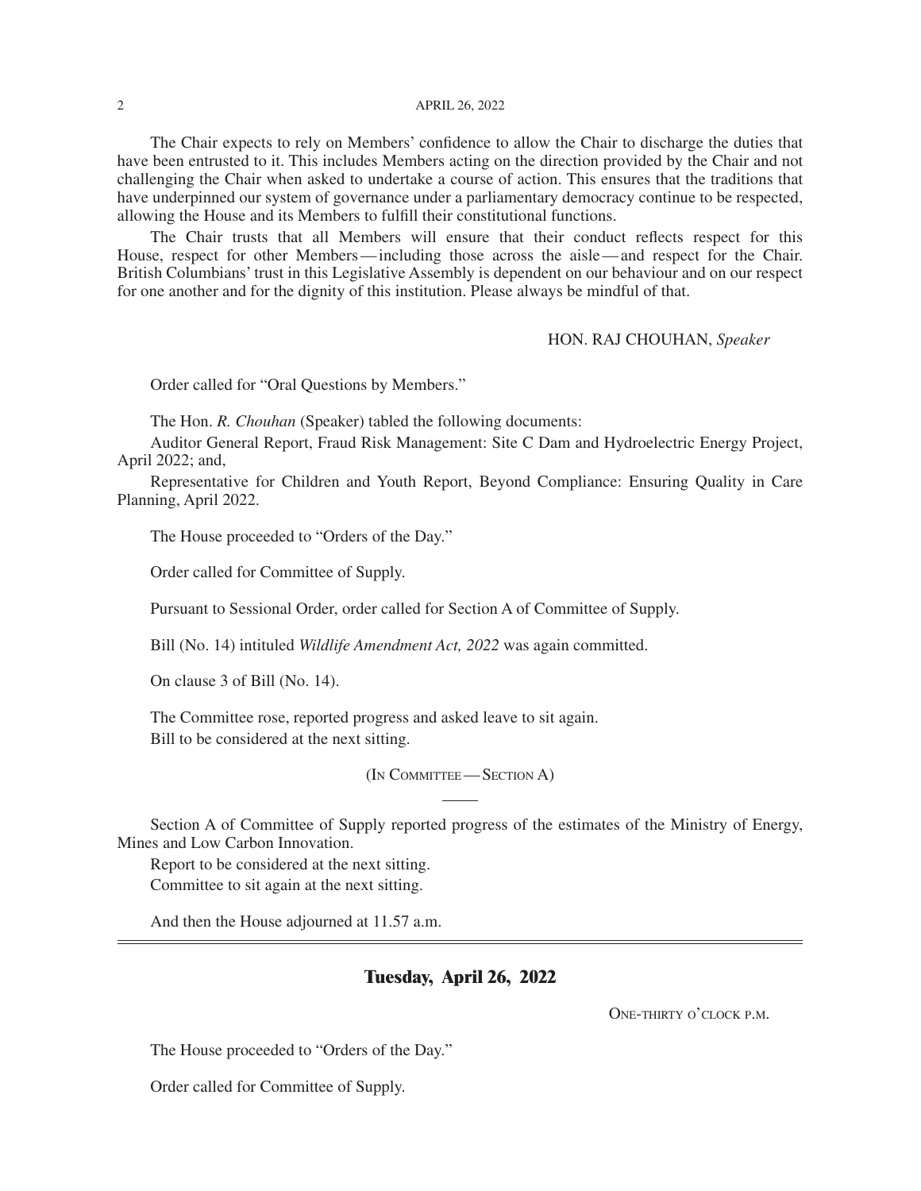The Chair expects to rely on Members' confidence to allow the Chair to discharge the duties that have been entrusted to it. This includes Members acting on the direction provided by the Chair and not challenging the Chair when asked to undertake a course of action. This ensures that the traditions that have underpinned our system of governance under a parliamentary democracy continue to be respected, allowing the House and its Members to fulfill their constitutional functions.

The Chair trusts that all Members will ensure that their conduct reflects respect for this House, respect for other Members — including those across the aisle — and respect for the Chair. British Columbians' trust in this Legislative Assembly is dependent on our behaviour and on our respect for one another and for the dignity of this institution. Please always be mindful of that.

HON. RAJ CHOUHAN, *Speaker*

Order called for "Oral Questions by Members."

The Hon. *R. Chouhan* (Speaker) tabled the following documents:

Auditor General Report, Fraud Risk Management: Site C Dam and Hydroelectric Energy Project, April 2022; and,

Representative for Children and Youth Report, Beyond Compliance: Ensuring Quality in Care Planning, April 2022.

The House proceeded to "Orders of the Day."

Order called for Committee of Supply.

Pursuant to Sessional Order, order called for Section A of Committee of Supply.

Bill (No. 14) intituled *Wildlife Amendment Act, 2022* was again committed.

On clause 3 of Bill (No. 14).

The Committee rose, reported progress and asked leave to sit again.

Bill to be considered at the next sitting.

(In Committee — Section A)

Section A of Committee of Supply reported progress of the estimates of the Ministry of Energy, Mines and Low Carbon Innovation.

Report to be considered at the next sitting.

Committee to sit again at the next sitting.

And then the House adjourned at 11.57 a.m.

---

## Tuesday, April 26, 2022

One-thirty o'clock p.m.

The House proceeded to "Orders of the Day."

Order called for Committee of Supply.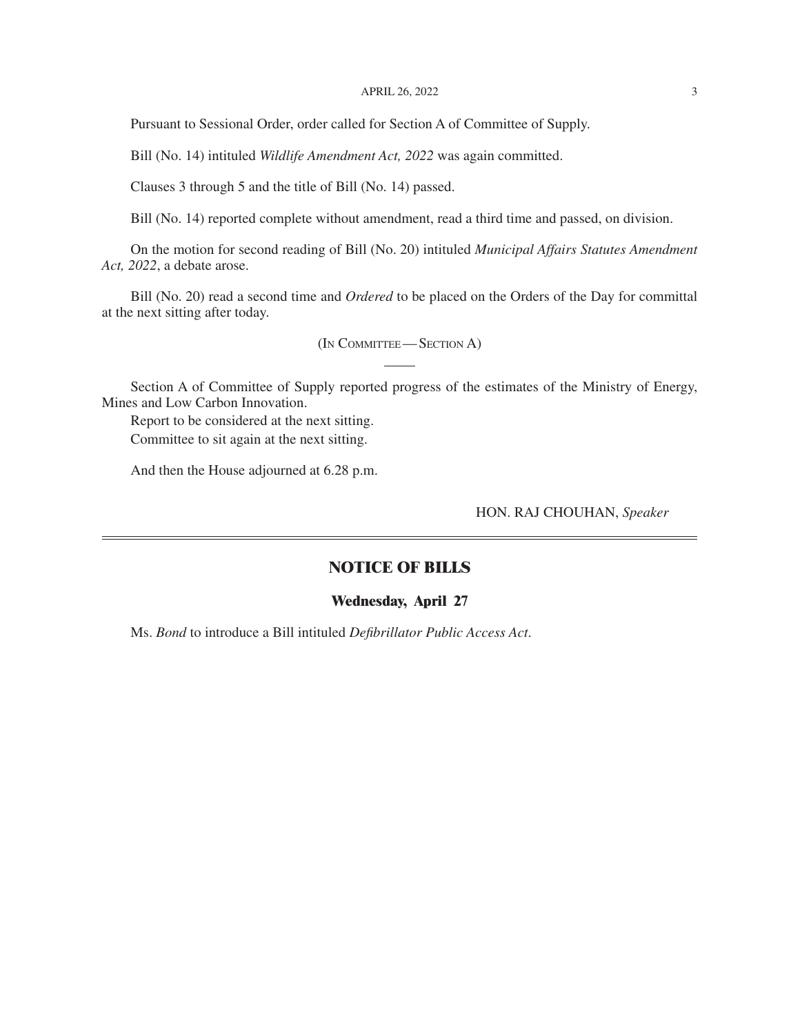Pursuant to Sessional Order, order called for Section A of Committee of Supply.

Bill (No. 14) intituled *Wildlife Amendment Act, 2022* was again committed.

Clauses 3 through 5 and the title of Bill (No. 14) passed.

Bill (No. 14) reported complete without amendment, read a third time and passed, on division.

On the motion for second reading of Bill (No. 20) intituled *Municipal Affairs Statutes Amendment Act, 2022*, a debate arose.

Bill (No. 20) read a second time and *Ordered* to be placed on the Orders of the Day for committal at the next sitting after today.

(In Committee — Section A)

---

Section A of Committee of Supply reported progress of the estimates of the Ministry of Energy, Mines and Low Carbon Innovation.

Report to be considered at the next sitting.

Committee to sit again at the next sitting.

And then the House adjourned at 6.28 p.m.

HON. RAJ CHOUHAN, *Speaker*

---

## NOTICE OF BILLS

### Wednesday, April 27

Ms. *Bond* to introduce a Bill intituled *Defibrillator Public Access Act*.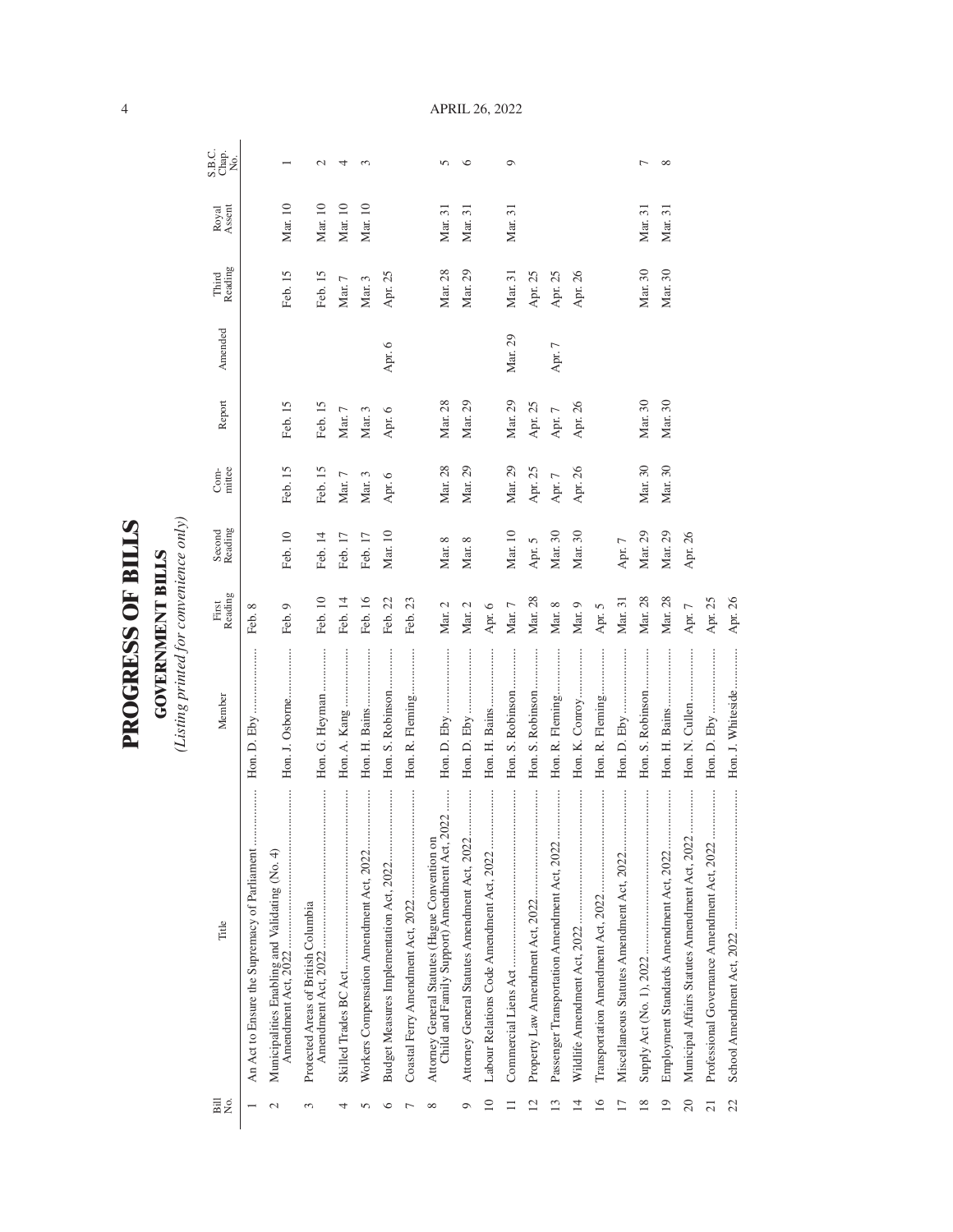# PROGRESS OF BILLS

## GOVERNMENT BILLS

*(Listing printed for convenience only)*

| Bill No. | Title | Member | First Reading | Second Reading | Com-mittee | Report | Amended | Third Reading | Royal Assent | S.B.C. Chap. No. |
|---|---|---|---|---|---|---|---|---|---|---|
| 1 | An Act to Ensure the Supremacy of Parliament | Hon. D. Eby | Feb. 8 | | | | | | | |
| 2 | Municipalities Enabling and Validating (No. 4) Amendment Act, 2022 | Hon. J. Osborne | Feb. 9 | Feb. 10 | Feb. 15 | Feb. 15 | | Feb. 15 | Mar. 10 | 1 |
| 3 | Protected Areas of British Columbia Amendment Act, 2022 | Hon. G. Heyman | Feb. 10 | Feb. 14 | Feb. 15 | Feb. 15 | | Feb. 15 | Mar. 10 | 2 |
| 4 | Skilled Trades BC Act | Hon. A. Kang | Feb. 14 | Feb. 17 | Mar. 7 | Mar. 7 | | Mar. 7 | Mar. 10 | 4 |
| 5 | Workers Compensation Amendment Act, 2022 | Hon. H. Bains | Feb. 16 | Feb. 17 | Mar. 3 | Mar. 3 | | Mar. 3 | Mar. 10 | 3 |
| 6 | Budget Measures Implementation Act, 2022 | Hon. S. Robinson | Feb. 22 | Mar. 10 | Apr. 6 | Apr. 6 | Apr. 6 | Apr. 25 | | |
| 7 | Coastal Ferry Amendment Act, 2022 | Hon. R. Fleming | Feb. 23 | | | | | | | |
| 8 | Attorney General Statutes (Hague Convention on Child and Family Support) Amendment Act, 2022 | Hon. D. Eby | Mar. 2 | Mar. 8 | Mar. 28 | Mar. 28 | | Mar. 28 | Mar. 31 | 5 |
| 9 | Attorney General Statutes Amendment Act, 2022 | Hon. D. Eby | Mar. 2 | Mar. 8 | Mar. 29 | Mar. 29 | | Mar. 29 | Mar. 31 | 6 |
| 10 | Labour Relations Code Amendment Act, 2022 | Hon. H. Bains | Apr. 6 | | | | | | | |
| 11 | Commercial Liens Act | Hon. S. Robinson | Mar. 7 | Mar. 10 | Mar. 29 | Mar. 29 | Mar. 29 | Mar. 31 | Mar. 31 | 9 |
| 12 | Property Law Amendment Act, 2022 | Hon. S. Robinson | Mar. 28 | Apr. 5 | Apr. 25 | Apr. 25 | | Apr. 25 | | |
| 13 | Passenger Transportation Amendment Act, 2022 | Hon. R. Fleming | Mar. 8 | Mar. 30 | Apr. 7 | Apr. 7 | Apr. 7 | Apr. 25 | | |
| 14 | Wildlife Amendment Act, 2022 | Hon. K. Conroy | Mar. 9 | Mar. 30 | Apr. 26 | Apr. 26 | | Apr. 26 | | |
| 16 | Transportation Amendment Act, 2022 | Hon. R. Fleming | Apr. 5 | | | | | | | |
| 17 | Miscellaneous Statutes Amendment Act, 2022 | Hon. D. Eby | Mar. 31 | Apr. 7 | | | | | | |
| 18 | Supply Act (No. 1), 2022 | Hon. S. Robinson | Mar. 28 | Mar. 29 | Mar. 30 | Mar. 30 | | Mar. 30 | Mar. 31 | 7 |
| 19 | Employment Standards Amendment Act, 2022 | Hon. H. Bains | Mar. 28 | Mar. 29 | Mar. 30 | Mar. 30 | | Mar. 30 | Mar. 31 | 8 |
| 20 | Municipal Affairs Statutes Amendment Act, 2022 | Hon. N. Cullen | Apr. 7 | Apr. 26 | | | | | | |
| 21 | Professional Governance Amendment Act, 2022 | Hon. D. Eby | Apr. 25 | | | | | | | |
| 22 | School Amendment Act, 2022 | Hon. J. Whiteside | Apr. 26 | | | | | | | |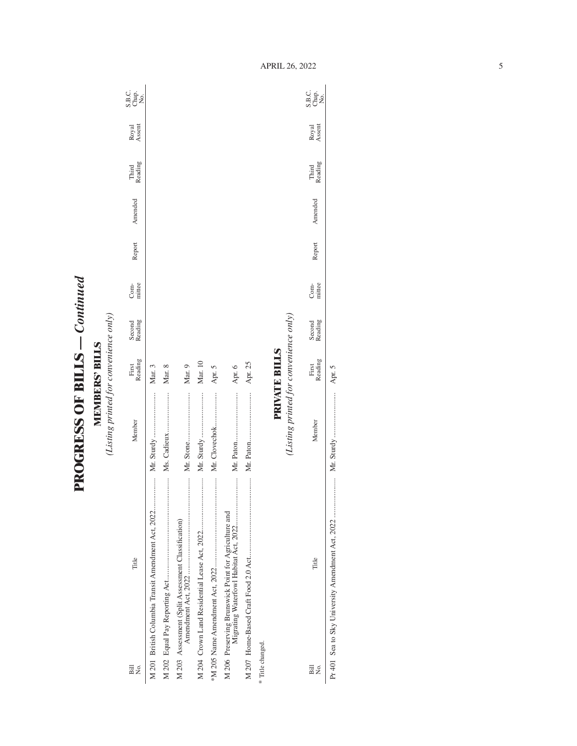# PROGRESS OF BILLS — *Continued*

## MEMBERS' BILLS

*(Listing printed for convenience only)*

| Bill No. | Title | Member | First Reading | Second Reading | Com-mittee | Report | Amended | Third Reading | Royal Assent | S.B.C. Chap. No. |
|---|---|---|---|---|---|---|---|---|---|---|
| M 201 | British Columbia Transit Amendment Act, 2022 | Mr. Sturdy | Mar. 3 | | | | | | | |
| M 202 | Equal Pay Reporting Act | Ms. Cadieux | Mar. 8 | | | | | | | |
| M 203 | Assessment (Split Assessment Classification) Amendment Act, 2022 | Mr. Stone | Mar. 9 | | | | | | | |
| M 204 | Crown Land Residential Lease Act, 2022 | Mr. Sturdy | Mar. 10 | | | | | | | |
| *M 205 | Name Amendment Act, 2022 | Mr. Clovechok | Apr. 5 | | | | | | | |
| M 206 | Preserving Brunswick Point for Agriculture and Migrating Waterfowl Habitat Act, 2022 | Mr. Paton | Apr. 6 | | | | | | | |
| M 207 | Home-Based Craft Food 2.0 Act | Mr. Paton | Apr. 25 | | | | | | | |

\* Title changed.

## PRIVATE BILLS

*(Listing printed for convenience only)*

| Bill No. | Title | Member | First Reading | Second Reading | Com-mittee | Report | Amended | Third Reading | Royal Assent | S.B.C. Chap. No. |
|---|---|---|---|---|---|---|---|---|---|---|
| Pr 401 | Sea to Sky University Amendment Act, 2022 | Mr. Sturdy | Apr. 5 | | | | | | | |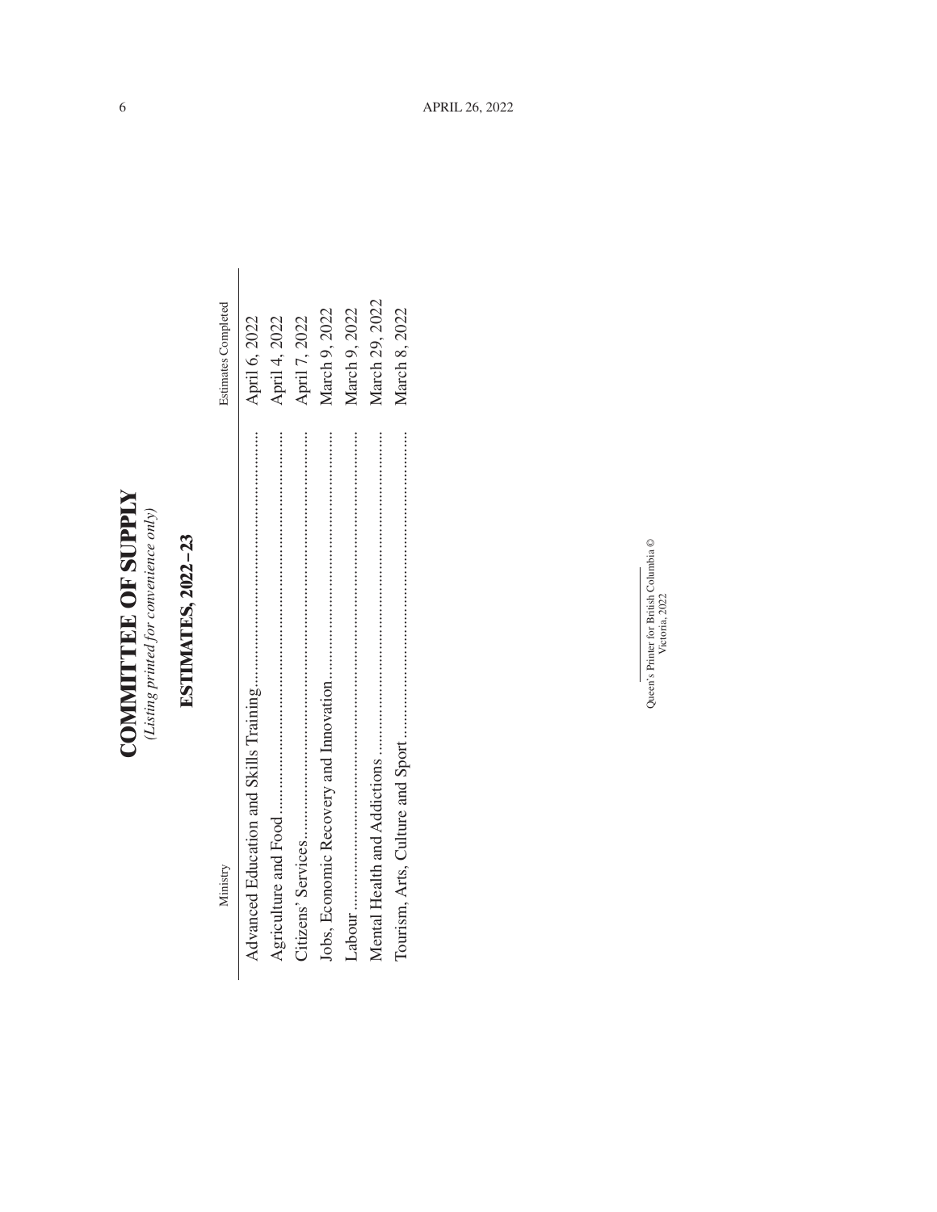# COMMITTEE OF SUPPLY

*(Listing printed for convenience only)*

## ESTIMATES, 2022–23

| Ministry | Estimates Completed |
| --- | --- |
| Advanced Education and Skills Training | April 6, 2022 |
| Agriculture and Food | April 4, 2022 |
| Citizens' Services | April 7, 2022 |
| Jobs, Economic Recovery and Innovation | March 9, 2022 |
| Labour | March 9, 2022 |
| Mental Health and Addictions | March 29, 2022 |
| Tourism, Arts, Culture and Sport | March 8, 2022 |

Queen's Printer for British Columbia ©
Victoria, 2022